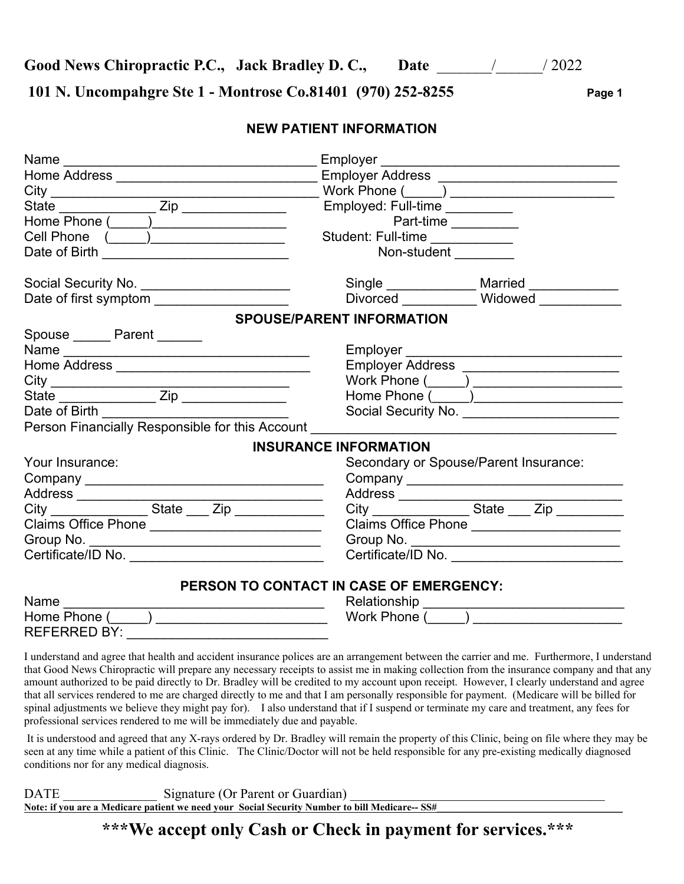**Good News Chiropractic P.C., Jack Bradley D. C., Date _______/______/ 2022**

**101 N. Uncompahgre Ste 1 - Montrose Co.81401 (970) 252-8255**

## NEW PATIENT INFORMATION

Name ___________________________________ Employer _________________________________

Home Address ____________________________ Employer Address ________________________

City _____________________________________ Work Phone (_____) ______________________

State _____________ Zip ______________ Employed: Full-time _________

Home Phone (_____)__________________ Part-time _________

Cell Phone (_____)__________________ Student: Full-time ___________

Date of Birth _________________________ Non-student ________

Social Security No. ____________________ Single ____________ Married ____________

Date of first symptom __________________ Divorced __________ Widowed ___________

## SPOUSE/PARENT INFORMATION

Spouse _____ Parent ______

Name __________________________________ Employer ______________________________

Home Address __________________________ Employer Address _____________________

City ________________________________ Work Phone (_____) ____________________

State _____________ Zip ______________ Home Phone (_____)____________________

Date of Birth _________________________ Social Security No. _____________________

Person Financially Responsible for this Account ________________________________________

## INSURANCE INFORMATION

Your Insurance:

Company _________________________________

Address __________________________________

City _____________ State ___ Zip ____________

Claims Office Phone _______________________

Group No. ________________________________

Certificate/ID No. __________________________

Secondary or Spouse/Parent Insurance:

Company ______________________________

Address _______________________________

City _____________ State ___ Zip _________

Claims Office Phone ____________________

Group No. ____________________________

Certificate/ID No. _______________________

## PERSON TO CONTACT IN CASE OF EMERGENCY:

Name ____________________________________ Relationship ____________________________

Home Phone (_____) _______________________ Work Phone (_____) ____________________

REFERRED BY: ___________________________

I understand and agree that health and accident insurance polices are an arrangement between the carrier and me. Furthermore, I understand that Good News Chiropractic will prepare any necessary receipts to assist me in making collection from the insurance company and that any amount authorized to be paid directly to Dr. Bradley will be credited to my account upon receipt. However, I clearly understand and agree that all services rendered to me are charged directly to me and that I am personally responsible for payment. (Medicare will be billed for spinal adjustments we believe they might pay for). I also understand that if I suspend or terminate my care and treatment, any fees for professional services rendered to me will be immediately due and payable.

It is understood and agreed that any X-rays ordered by Dr. Bradley will remain the property of this Clinic, being on file where they may be seen at any time while a patient of this Clinic. The Clinic/Doctor will not be held responsible for any pre-existing medically diagnosed conditions nor for any medical diagnosis.

DATE ______________ Signature (Or Parent or Guardian) ______________________________________

**Note: if you are a Medicare patient we need your Social Security Number to bill Medicare-- SS#**

**\*\*\*We accept only Cash or Check in payment for services.\*\*\***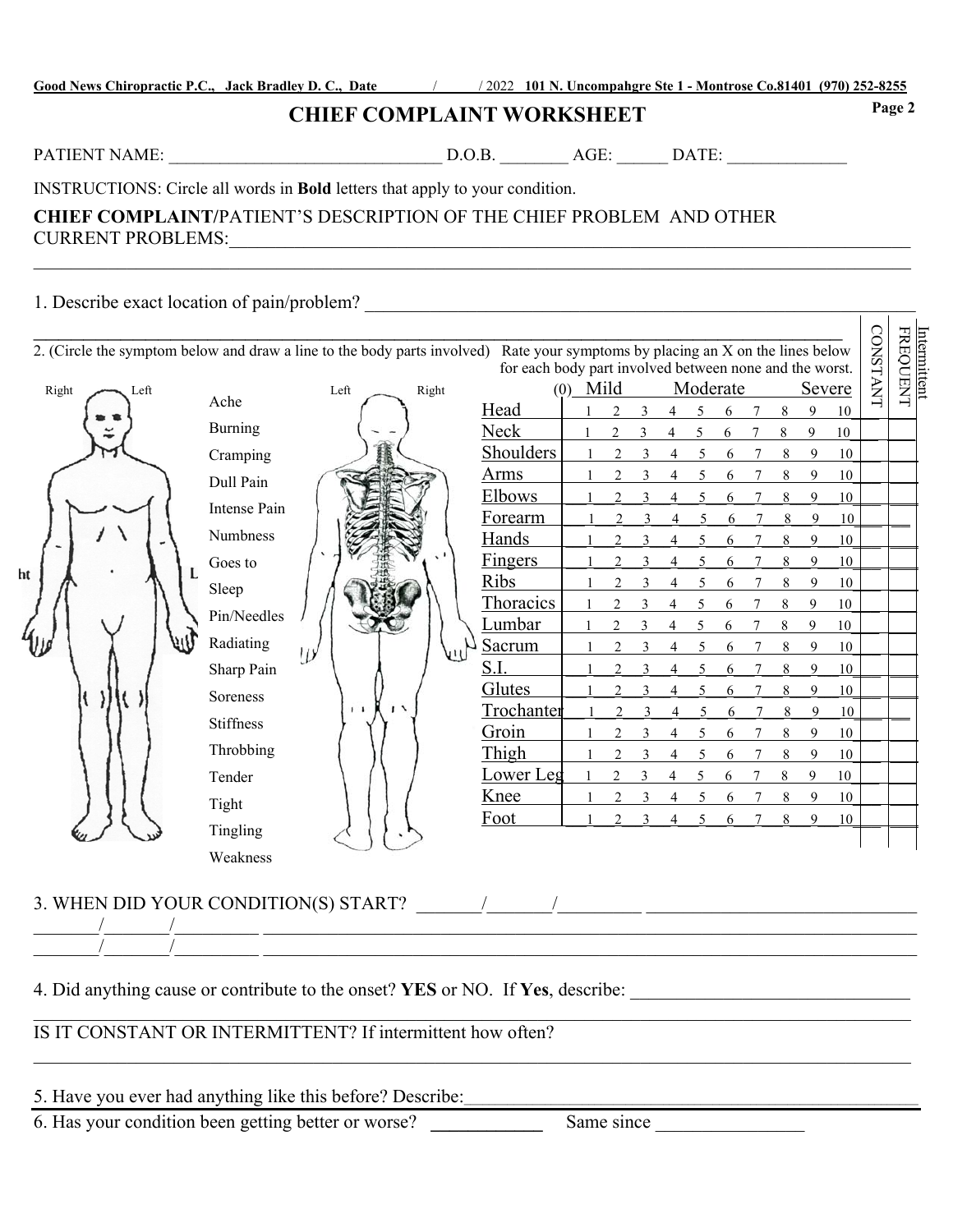**Good News Chiropractic P.C., Jack Bradley D. C., Date \_\_\_\_\_/\_\_\_\_\_/ 2022 101 N. Uncompahgre Ste 1 - Montrose Co.81401 (970) 252-8255**

# CHIEF COMPLAINT WORKSHEET

PATIENT NAME: \_\_\_\_\_\_\_\_\_\_\_\_\_\_\_\_\_\_\_\_\_\_\_\_\_\_\_\_\_\_\_\_ D.O.B. \_\_\_\_\_\_\_\_ AGE: \_\_\_\_\_\_ DATE: \_\_\_\_\_\_\_\_\_\_\_\_\_\_

INSTRUCTIONS: Circle all words in **Bold** letters that apply to your condition.

**CHIEF COMPLAINT/**PATIENT'S DESCRIPTION OF THE CHIEF PROBLEM AND OTHER CURRENT PROBLEMS:\_\_\_\_\_\_\_\_\_\_\_\_\_\_\_\_\_\_\_\_\_\_\_\_\_\_\_\_\_\_\_\_\_\_\_\_\_\_\_\_\_\_\_\_\_\_\_\_\_\_\_\_\_\_\_\_\_\_\_\_\_\_\_\_\_\_\_\_\_\_\_\_\_\_\_\_\_\_\_\_\_\_\_\_

1. Describe exact location of pain/problem? \_\_\_\_\_\_\_\_\_\_\_\_\_\_\_\_\_\_\_\_\_\_\_\_\_\_\_\_\_\_\_\_\_\_\_\_\_\_\_\_\_\_\_\_\_\_\_\_\_\_\_\_\_\_\_\_\_\_\_\_

2. (Circle the symptom below and draw a line to the body parts involved) Rate your symptoms by placing an X on the lines below for each body part involved between none and the worst.

Right / Left (front view) — Left / Right (back view)

Ache, Burning, Cramping, Dull Pain, Intense Pain, Numbness, Goes to, Sleep, Pin/Needles, Radiating, Sharp Pain, Soreness, Stiffness, Throbbing, Tender, Tight, Tingling, Weakness

| Body Part | (0) Mild | | | Moderate | | | | Severe | | | CONSTANT | FREQUENT | Intermittent |
|---|---|---|---|---|---|---|---|---|---|---|---|---|---|
| Head | 1 | 2 | 3 | 4 | 5 | 6 | 7 | 8 | 9 | 10 | | | |
| Neck | 1 | 2 | 3 | 4 | 5 | 6 | 7 | 8 | 9 | 10 | | | |
| Shoulders | 1 | 2 | 3 | 4 | 5 | 6 | 7 | 8 | 9 | 10 | | | |
| Arms | 1 | 2 | 3 | 4 | 5 | 6 | 7 | 8 | 9 | 10 | | | |
| Elbows | 1 | 2 | 3 | 4 | 5 | 6 | 7 | 8 | 9 | 10 | | | |
| Forearm | 1 | 2 | 3 | 4 | 5 | 6 | 7 | 8 | 9 | 10 | | | |
| Hands | 1 | 2 | 3 | 4 | 5 | 6 | 7 | 8 | 9 | 10 | | | |
| Fingers | 1 | 2 | 3 | 4 | 5 | 6 | 7 | 8 | 9 | 10 | | | |
| Ribs | 1 | 2 | 3 | 4 | 5 | 6 | 7 | 8 | 9 | 10 | | | |
| Thoracics | 1 | 2 | 3 | 4 | 5 | 6 | 7 | 8 | 9 | 10 | | | |
| Lumbar | 1 | 2 | 3 | 4 | 5 | 6 | 7 | 8 | 9 | 10 | | | |
| Sacrum | 1 | 2 | 3 | 4 | 5 | 6 | 7 | 8 | 9 | 10 | | | |
| S.I. | 1 | 2 | 3 | 4 | 5 | 6 | 7 | 8 | 9 | 10 | | | |
| Glutes | 1 | 2 | 3 | 4 | 5 | 6 | 7 | 8 | 9 | 10 | | | |
| Trochanter | 1 | 2 | 3 | 4 | 5 | 6 | 7 | 8 | 9 | 10 | | | |
| Groin | 1 | 2 | 3 | 4 | 5 | 6 | 7 | 8 | 9 | 10 | | | |
| Thigh | 1 | 2 | 3 | 4 | 5 | 6 | 7 | 8 | 9 | 10 | | | |
| Lower Leg | 1 | 2 | 3 | 4 | 5 | 6 | 7 | 8 | 9 | 10 | | | |
| Knee | 1 | 2 | 3 | 4 | 5 | 6 | 7 | 8 | 9 | 10 | | | |
| Foot | 1 | 2 | 3 | 4 | 5 | 6 | 7 | 8 | 9 | 10 | | | |

3. WHEN DID YOUR CONDITION(S) START? \_\_\_\_\_\_\_/\_\_\_\_\_\_\_/\_\_\_\_\_\_\_\_\_ \_\_\_\_\_\_\_\_\_\_\_\_\_\_\_\_\_\_\_\_\_\_\_\_\_\_\_\_\_\_

\_\_\_\_\_\_\_/\_\_\_\_\_\_\_/\_\_\_\_\_\_\_\_\_ \_\_\_\_\_\_\_\_\_\_\_\_\_\_\_\_\_\_\_\_\_\_\_\_\_\_\_\_\_\_\_\_\_\_\_\_\_\_\_\_\_\_\_\_\_\_\_\_\_\_\_\_\_\_\_\_\_\_\_\_

\_\_\_\_\_\_\_/\_\_\_\_\_\_\_/\_\_\_\_\_\_\_\_\_ \_\_\_\_\_\_\_\_\_\_\_\_\_\_\_\_\_\_\_\_\_\_\_\_\_\_\_\_\_\_\_\_\_\_\_\_\_\_\_\_\_\_\_\_\_\_\_\_\_\_\_\_\_\_\_\_\_\_\_\_

4. Did anything cause or contribute to the onset? **YES** or NO. If **Yes**, describe: \_\_\_\_\_\_\_\_\_\_\_\_\_\_\_\_\_\_\_\_\_\_\_\_\_\_\_\_\_\_

IS IT CONSTANT OR INTERMITTENT? If intermittent how often?

5. Have you ever had anything like this before? Describe:\_\_\_\_\_\_\_\_\_\_\_\_\_\_\_\_\_\_\_\_\_\_\_\_\_\_\_\_\_\_\_\_\_\_\_\_\_\_\_\_\_\_\_\_\_\_\_\_

6. Has your condition been getting better or worse? \_\_\_\_\_\_\_\_\_\_\_\_ Same since \_\_\_\_\_\_\_\_\_\_\_\_\_\_\_\_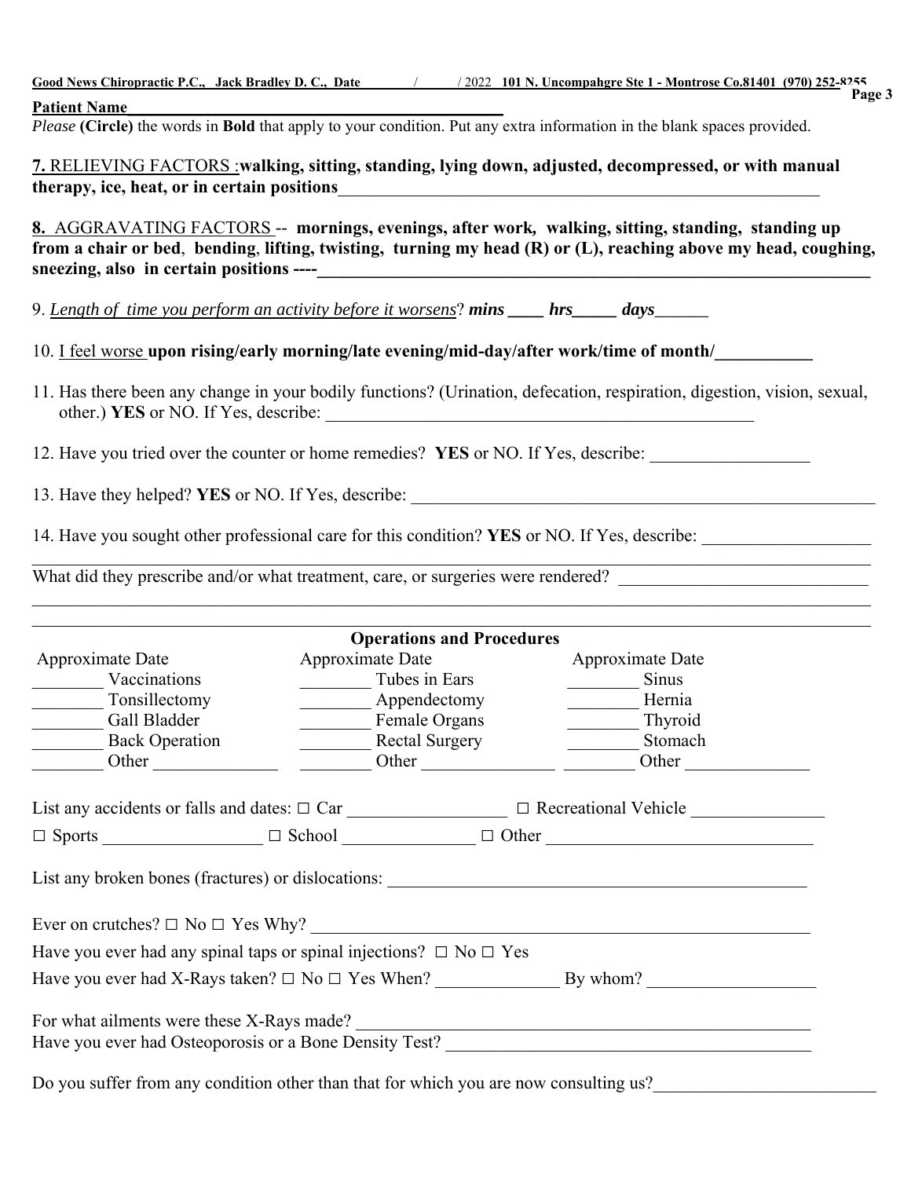**Good News Chiropractic P.C., Jack Bradley D. C., Date \_\_\_\_\_\_ / \_\_\_\_\_ / 2022 101 N. Uncompahgre Ste 1 - Montrose Co.81401 (970) 252-8255**

**Patient Name**\_\_\_\_\_\_\_\_\_\_\_\_\_\_\_\_\_\_\_\_\_\_\_\_\_\_\_\_\_\_\_\_\_\_\_\_\_\_\_\_\_\_\_\_

*Please* **(Circle)** the words in **Bold** that apply to your condition. Put any extra information in the blank spaces provided.

**7.** RELIEVING FACTORS :**walking, sitting, standing, lying down, adjusted, decompressed, or with manual therapy, ice, heat, or in certain positions**\_\_\_\_\_\_\_\_\_\_\_\_\_\_\_\_\_\_\_\_\_\_\_\_\_\_\_\_\_\_\_\_\_\_\_\_\_\_\_\_\_\_\_\_\_\_\_\_\_\_\_\_\_\_\_\_

**8.** AGGRAVATING FACTORS -- **mornings, evenings, after work, walking, sitting, standing, standing up from a chair or bed**, **bending**, **lifting, twisting, turning my head (R) or (L), reaching above my head, coughing, sneezing, also in certain positions ----**\_\_\_\_\_\_\_\_\_\_\_\_\_\_\_\_\_\_\_\_\_\_\_\_\_\_\_\_\_\_\_\_\_\_\_\_\_\_\_\_\_\_\_\_\_\_\_\_\_\_\_\_\_\_\_\_\_\_\_\_\_\_\_\_\_\_

9. *Length of time you perform an activity before it worsens*? ***mins*** \_\_\_\_ ***hrs*** \_\_\_\_\_ ***days*** \_\_\_\_\_\_

10. I feel worse **upon rising/early morning/late evening/mid-day/after work/time of month/**\_\_\_\_\_\_\_\_\_\_\_

11. Has there been any change in your bodily functions? (Urination, defecation, respiration, digestion, vision, sexual, other.) **YES** or NO. If Yes, describe: \_\_\_\_\_\_\_\_\_\_\_\_\_\_\_\_\_\_\_\_\_\_\_\_\_\_\_\_\_\_\_\_\_\_\_\_\_\_\_\_\_\_\_\_\_\_\_\_\_\_\_

12. Have you tried over the counter or home remedies? **YES** or NO. If Yes, describe: \_\_\_\_\_\_\_\_\_\_\_\_\_\_\_\_\_\_

13. Have they helped? **YES** or NO. If Yes, describe: \_\_\_\_\_\_\_\_\_\_\_\_\_\_\_\_\_\_\_\_\_\_\_\_\_\_\_\_\_\_\_\_\_\_\_\_\_\_\_\_\_\_\_\_\_\_\_\_\_\_\_\_\_\_\_

14. Have you sought other professional care for this condition? **YES** or NO. If Yes, describe: \_\_\_\_\_\_\_\_\_\_\_\_\_\_\_\_\_\_\_

\_\_\_\_\_\_\_\_\_\_\_\_\_\_\_\_\_\_\_\_\_\_\_\_\_\_\_\_\_\_\_\_\_\_\_\_\_\_\_\_\_\_\_\_\_\_\_\_\_\_\_\_\_\_\_\_\_\_\_\_\_\_\_\_\_\_\_\_\_\_\_\_\_\_\_\_\_\_\_\_\_\_\_\_\_\_\_\_\_\_\_\_\_\_\_\_\_\_\_\_

What did they prescribe and/or what treatment, care, or surgeries were rendered? \_\_\_\_\_\_\_\_\_\_\_\_\_\_\_\_\_\_\_\_\_\_\_\_\_\_\_\_

\_\_\_\_\_\_\_\_\_\_\_\_\_\_\_\_\_\_\_\_\_\_\_\_\_\_\_\_\_\_\_\_\_\_\_\_\_\_\_\_\_\_\_\_\_\_\_\_\_\_\_\_\_\_\_\_\_\_\_\_\_\_\_\_\_\_\_\_\_\_\_\_\_\_\_\_\_\_\_\_\_\_\_\_\_\_\_\_\_\_\_\_\_\_\_\_\_\_\_\_

\_\_\_\_\_\_\_\_\_\_\_\_\_\_\_\_\_\_\_\_\_\_\_\_\_\_\_\_\_\_\_\_\_\_\_\_\_\_\_\_\_\_\_\_\_\_\_\_\_\_\_\_\_\_\_\_\_\_\_\_\_\_\_\_\_\_\_\_\_\_\_\_\_\_\_\_\_\_\_\_\_\_\_\_\_\_\_\_\_\_\_\_\_\_\_\_\_\_\_\_

**Operations and Procedures**

| Approximate Date | | Approximate Date | | Approximate Date | |
|---|---|---|---|---|---|
| \_\_\_\_\_\_\_\_ | Vaccinations | \_\_\_\_\_\_\_\_ | Tubes in Ears | \_\_\_\_\_\_\_\_ | Sinus |
| \_\_\_\_\_\_\_\_ | Tonsillectomy | \_\_\_\_\_\_\_\_ | Appendectomy | \_\_\_\_\_\_\_\_ | Hernia |
| \_\_\_\_\_\_\_\_ | Gall Bladder | \_\_\_\_\_\_\_\_ | Female Organs | \_\_\_\_\_\_\_\_ | Thyroid |
| \_\_\_\_\_\_\_\_ | Back Operation | \_\_\_\_\_\_\_\_ | Rectal Surgery | \_\_\_\_\_\_\_\_ | Stomach |
| \_\_\_\_\_\_\_\_ | Other \_\_\_\_\_\_\_\_\_\_\_\_\_\_ | \_\_\_\_\_\_\_\_ | Other \_\_\_\_\_\_\_\_\_\_\_\_\_\_\_ | \_\_\_\_\_\_\_\_ | Other \_\_\_\_\_\_\_\_\_\_\_\_\_\_ |

List any accidents or falls and dates: ☐ Car \_\_\_\_\_\_\_\_\_\_\_\_\_\_\_\_\_\_ ☐ Recreational Vehicle \_\_\_\_\_\_\_\_\_\_\_\_\_\_\_

☐ Sports \_\_\_\_\_\_\_\_\_\_\_\_\_\_\_\_\_\_ ☐ School \_\_\_\_\_\_\_\_\_\_\_\_\_\_\_ ☐ Other \_\_\_\_\_\_\_\_\_\_\_\_\_\_\_\_\_\_\_\_\_\_\_\_\_\_\_\_\_\_\_

List any broken bones (fractures) or dislocations: \_\_\_\_\_\_\_\_\_\_\_\_\_\_\_\_\_\_\_\_\_\_\_\_\_\_\_\_\_\_\_\_\_\_\_\_\_\_\_\_\_\_\_\_\_\_\_\_\_

Ever on crutches? ☐ No ☐ Yes Why? \_\_\_\_\_\_\_\_\_\_\_\_\_\_\_\_\_\_\_\_\_\_\_\_\_\_\_\_\_\_\_\_\_\_\_\_\_\_\_\_\_\_\_\_\_\_\_\_\_\_\_\_\_\_\_\_\_\_\_\_

Have you ever had any spinal taps or spinal injections? ☐ No ☐ Yes

Have you ever had X-Rays taken? ☐ No ☐ Yes When? \_\_\_\_\_\_\_\_\_\_\_\_\_\_ By whom? \_\_\_\_\_\_\_\_\_\_\_\_\_\_\_\_\_\_\_

For what ailments were these X-Rays made? \_\_\_\_\_\_\_\_\_\_\_\_\_\_\_\_\_\_\_\_\_\_\_\_\_\_\_\_\_\_\_\_\_\_\_\_\_\_\_\_\_\_\_\_\_\_\_\_\_\_\_\_\_\_\_\_

Have you ever had Osteoporosis or a Bone Density Test? \_\_\_\_\_\_\_\_\_\_\_\_\_\_\_\_\_\_\_\_\_\_\_\_\_\_\_\_\_\_\_\_\_\_\_\_\_\_\_\_\_\_\_\_

Do you suffer from any condition other than that for which you are now consulting us?\_\_\_\_\_\_\_\_\_\_\_\_\_\_\_\_\_\_\_\_\_\_\_\_\_\_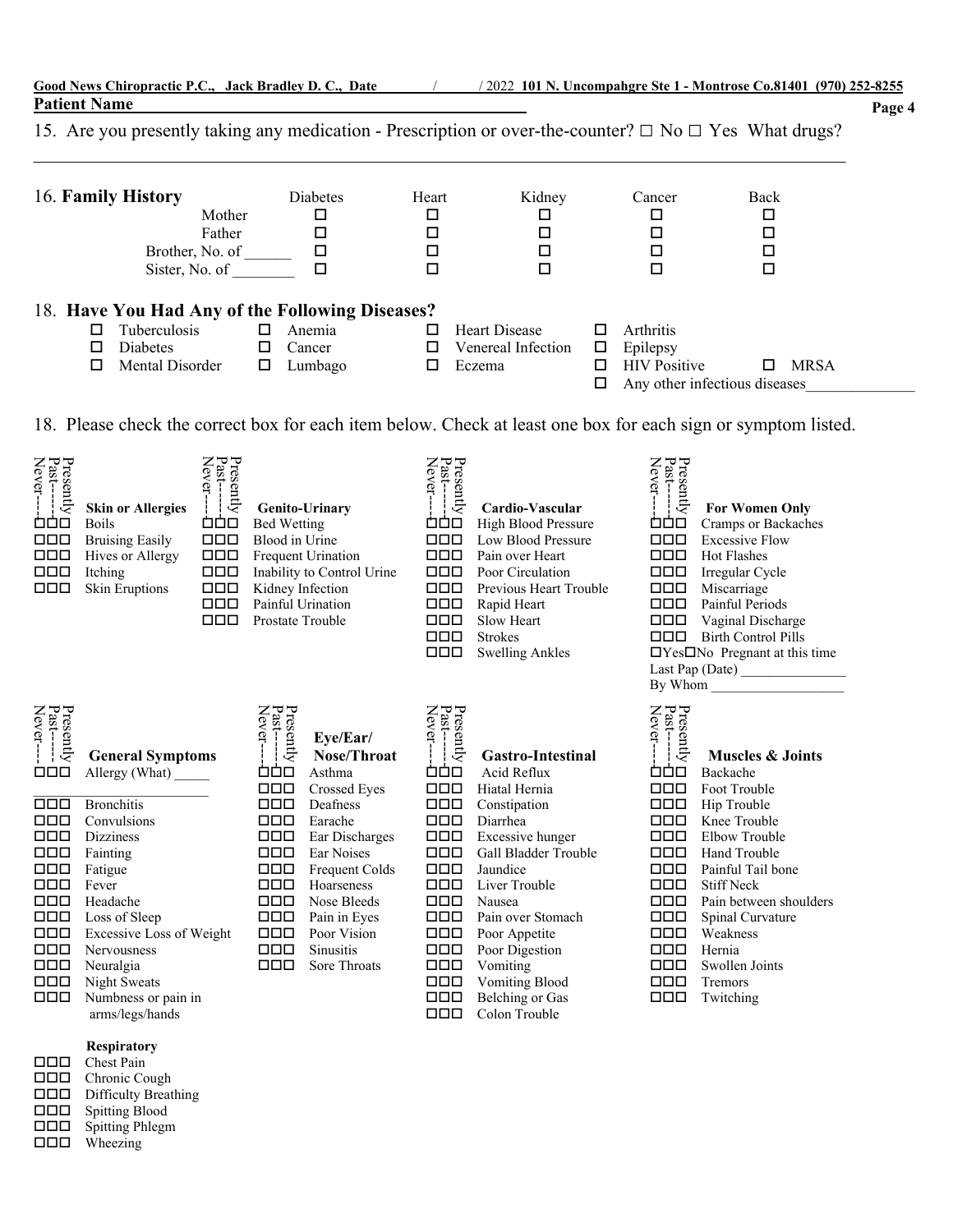**Good News Chiropractic P.C., Jack Bradley D. C., Date ______ / ______ / 2022 101 N. Uncompahgre Ste 1 - Montrose Co.81401 (970) 252-8255**

**Patient Name** ________________________________________________

15. Are you presently taking any medication - Prescription or over-the-counter? ☐ No ☐ Yes What drugs?

_______________________________________________________________________________

16. **Family History**

| | Diabetes | Heart | Kidney | Cancer | Back |
|---|---|---|---|---|---|
| Mother | ☐ | ☐ | ☐ | ☐ | ☐ |
| Father | ☐ | ☐ | ☐ | ☐ | ☐ |
| Brother, No. of ______ | ☐ | ☐ | ☐ | ☐ | ☐ |
| Sister, No. of ________ | ☐ | ☐ | ☐ | ☐ | ☐ |

18. **Have You Had Any of the Following Diseases?**

☐ Tuberculosis ☐ Anemia ☐ Heart Disease ☐ Arthritis
☐ Diabetes ☐ Cancer ☐ Venereal Infection ☐ Epilepsy
☐ Mental Disorder ☐ Lumbago ☐ Eczema ☐ HIV Positive ☐ MRSA
☐ Any other infectious diseases______________

18. Please check the correct box for each item below. Check at least one box for each sign or symptom listed.

| Presently | Past | Never | **Skin or Allergies** |
|---|---|---|---|
| ☐ | ☐ | ☐ | Boils |
| ☐ | ☐ | ☐ | Bruising Easily |
| ☐ | ☐ | ☐ | Hives or Allergy |
| ☐ | ☐ | ☐ | Itching |
| ☐ | ☐ | ☐ | Skin Eruptions |

| Presently | Past | Never | **Genito-Urinary** |
|---|---|---|---|
| ☐ | ☐ | ☐ | Bed Wetting |
| ☐ | ☐ | ☐ | Blood in Urine |
| ☐ | ☐ | ☐ | Frequent Urination |
| ☐ | ☐ | ☐ | Inability to Control Urine |
| ☐ | ☐ | ☐ | Kidney Infection |
| ☐ | ☐ | ☐ | Painful Urination |
| ☐ | ☐ | ☐ | Prostate Trouble |

| Presently | Past | Never | **Cardio-Vascular** |
|---|---|---|---|
| ☐ | ☐ | ☐ | High Blood Pressure |
| ☐ | ☐ | ☐ | Low Blood Pressure |
| ☐ | ☐ | ☐ | Pain over Heart |
| ☐ | ☐ | ☐ | Poor Circulation |
| ☐ | ☐ | ☐ | Previous Heart Trouble |
| ☐ | ☐ | ☐ | Rapid Heart |
| ☐ | ☐ | ☐ | Slow Heart |
| ☐ | ☐ | ☐ | Strokes |
| ☐ | ☐ | ☐ | Swelling Ankles |

| Presently | Past | Never | **For Women Only** |
|---|---|---|---|
| ☐ | ☐ | ☐ | Cramps or Backaches |
| ☐ | ☐ | ☐ | Excessive Flow |
| ☐ | ☐ | ☐ | Hot Flashes |
| ☐ | ☐ | ☐ | Irregular Cycle |
| ☐ | ☐ | ☐ | Miscarriage |
| ☐ | ☐ | ☐ | Painful Periods |
| ☐ | ☐ | ☐ | Vaginal Discharge |
| ☐ | ☐ | ☐ | Birth Control Pills |

☐Yes☐No Pregnant at this time
Last Pap (Date) _______________
By Whom ___________________

| Presently | Past | Never | **General Symptoms** |
|---|---|---|---|
| ☐ | ☐ | ☐ | Allergy (What) _____ ________________________ |
| ☐ | ☐ | ☐ | Bronchitis |
| ☐ | ☐ | ☐ | Convulsions |
| ☐ | ☐ | ☐ | Dizziness |
| ☐ | ☐ | ☐ | Fainting |
| ☐ | ☐ | ☐ | Fatigue |
| ☐ | ☐ | ☐ | Fever |
| ☐ | ☐ | ☐ | Headache |
| ☐ | ☐ | ☐ | Loss of Sleep |
| ☐ | ☐ | ☐ | Excessive Loss of Weight |
| ☐ | ☐ | ☐ | Nervousness |
| ☐ | ☐ | ☐ | Neuralgia |
| ☐ | ☐ | ☐ | Night Sweats |
| ☐ | ☐ | ☐ | Numbness or pain in arms/legs/hands |

| Presently | Past | Never | **Eye/Ear/ Nose/Throat** |
|---|---|---|---|
| ☐ | ☐ | ☐ | Asthma |
| ☐ | ☐ | ☐ | Crossed Eyes |
| ☐ | ☐ | ☐ | Deafness |
| ☐ | ☐ | ☐ | Earache |
| ☐ | ☐ | ☐ | Ear Discharges |
| ☐ | ☐ | ☐ | Ear Noises |
| ☐ | ☐ | ☐ | Frequent Colds |
| ☐ | ☐ | ☐ | Hoarseness |
| ☐ | ☐ | ☐ | Nose Bleeds |
| ☐ | ☐ | ☐ | Pain in Eyes |
| ☐ | ☐ | ☐ | Poor Vision |
| ☐ | ☐ | ☐ | Sinusitis |
| ☐ | ☐ | ☐ | Sore Throats |

| Presently | Past | Never | **Gastro-Intestinal** |
|---|---|---|---|
| ☐ | ☐ | ☐ | Acid Reflux |
| ☐ | ☐ | ☐ | Hiatal Hernia |
| ☐ | ☐ | ☐ | Constipation |
| ☐ | ☐ | ☐ | Diarrhea |
| ☐ | ☐ | ☐ | Excessive hunger |
| ☐ | ☐ | ☐ | Gall Bladder Trouble |
| ☐ | ☐ | ☐ | Jaundice |
| ☐ | ☐ | ☐ | Liver Trouble |
| ☐ | ☐ | ☐ | Nausea |
| ☐ | ☐ | ☐ | Pain over Stomach |
| ☐ | ☐ | ☐ | Poor Appetite |
| ☐ | ☐ | ☐ | Poor Digestion |
| ☐ | ☐ | ☐ | Vomiting |
| ☐ | ☐ | ☐ | Vomiting Blood |
| ☐ | ☐ | ☐ | Belching or Gas |
| ☐ | ☐ | ☐ | Colon Trouble |

| Presently | Past | Never | **Muscles & Joints** |
|---|---|---|---|
| ☐ | ☐ | ☐ | Backache |
| ☐ | ☐ | ☐ | Foot Trouble |
| ☐ | ☐ | ☐ | Hip Trouble |
| ☐ | ☐ | ☐ | Knee Trouble |
| ☐ | ☐ | ☐ | Elbow Trouble |
| ☐ | ☐ | ☐ | Hand Trouble |
| ☐ | ☐ | ☐ | Painful Tail bone |
| ☐ | ☐ | ☐ | Stiff Neck |
| ☐ | ☐ | ☐ | Pain between shoulders |
| ☐ | ☐ | ☐ | Spinal Curvature |
| ☐ | ☐ | ☐ | Weakness |
| ☐ | ☐ | ☐ | Hernia |
| ☐ | ☐ | ☐ | Swollen Joints |
| ☐ | ☐ | ☐ | Tremors |
| ☐ | ☐ | ☐ | Twitching |

| Presently | Past | Never | **Respiratory** |
|---|---|---|---|
| ☐ | ☐ | ☐ | Chest Pain |
| ☐ | ☐ | ☐ | Chronic Cough |
| ☐ | ☐ | ☐ | Difficulty Breathing |
| ☐ | ☐ | ☐ | Spitting Blood |
| ☐ | ☐ | ☐ | Spitting Phlegm |
| ☐ | ☐ | ☐ | Wheezing |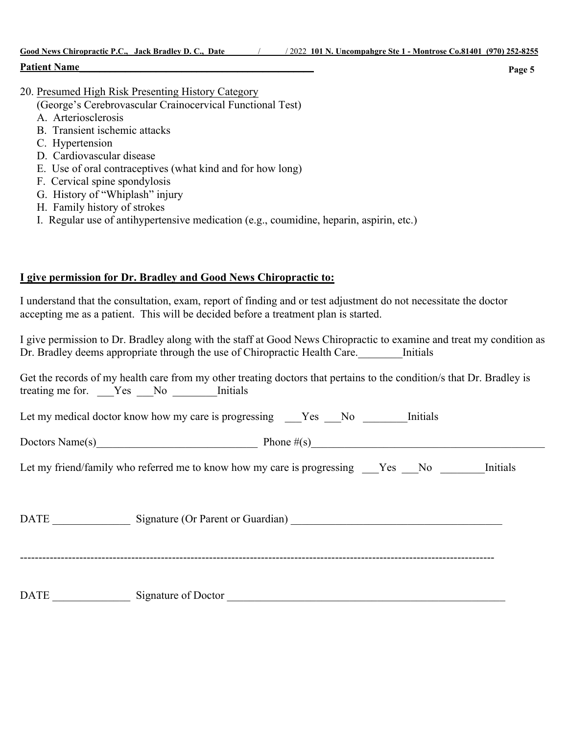**Patient Name**_______________________________________________

20. Presumed High Risk Presenting History Category
    (George's Cerebrovascular Crainocervical Functional Test)
    A. Arteriosclerosis
    B. Transient ischemic attacks
    C. Hypertension
    D. Cardiovascular disease
    E. Use of oral contraceptives (what kind and for how long)
    F. Cervical spine spondylosis
    G. History of "Whiplash" injury
    H. Family history of strokes
    I. Regular use of antihypertensive medication (e.g., coumidine, heparin, aspirin, etc.)

**I give permission for Dr. Bradley and Good News Chiropractic to:**

I understand that the consultation, exam, report of finding and or test adjustment do not necessitate the doctor accepting me as a patient. This will be decided before a treatment plan is started.

I give permission to Dr. Bradley along with the staff at Good News Chiropractic to examine and treat my condition as Dr. Bradley deems appropriate through the use of Chiropractic Health Care.________Initials

Get the records of my health care from my other treating doctors that pertains to the condition/s that Dr. Bradley is treating me for. ___Yes ___No ________Initials

Let my medical doctor know how my care is progressing ___Yes ___No ________Initials

Doctors Name(s)_____________________________ Phone #(s)___________________________________________

Let my friend/family who referred me to know how my care is progressing ___Yes ___No ________Initials

DATE ______________ Signature (Or Parent or Guardian) ______________________________________

------------------------------------------------------------------------------------------------------------------------------

DATE ______________ Signature of Doctor ___________________________________________________